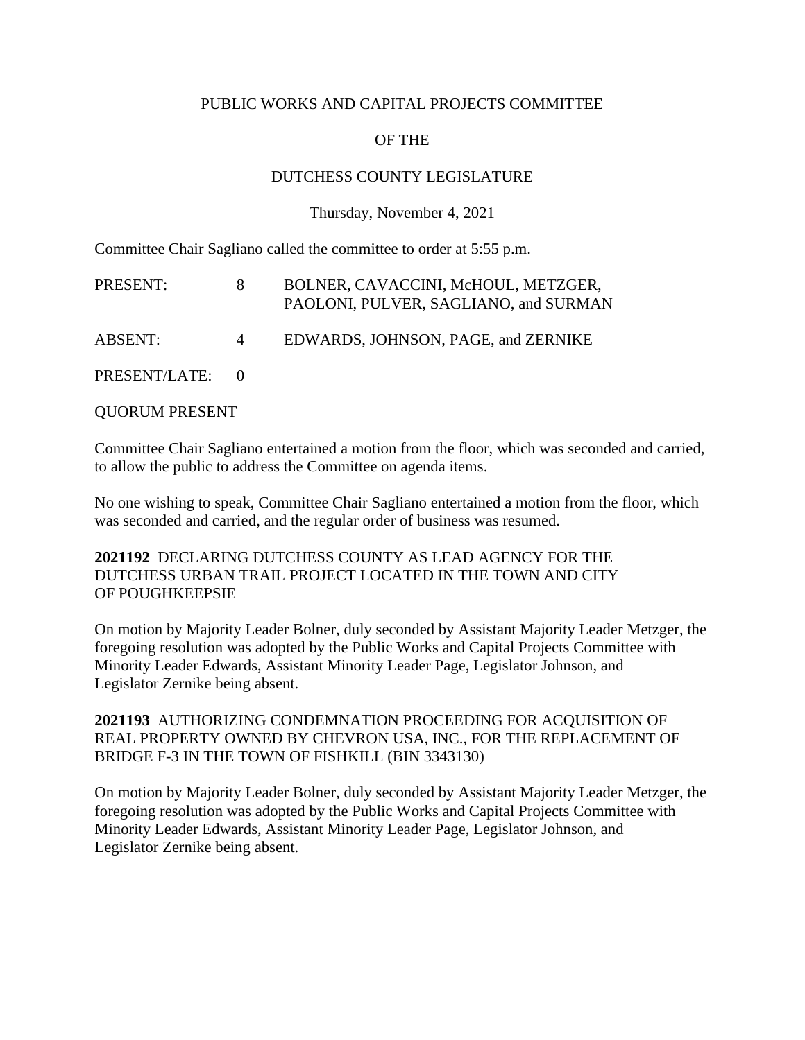PUBLIC WORKS AND CAPITAL PROJECTS COMMITTEE

OF THE

DUTCHESS COUNTY LEGISLATURE

Thursday, November 4, 2021

Committee Chair Sagliano called the committee to order at 5:55 p.m.

| | | |
|---|---|---|
| PRESENT: | 8 | BOLNER, CAVACCINI, McHOUL, METZGER, PAOLONI, PULVER, SAGLIANO, and SURMAN |
| ABSENT: | 4 | EDWARDS, JOHNSON, PAGE, and ZERNIKE |
| PRESENT/LATE: | 0 | |

QUORUM PRESENT

Committee Chair Sagliano entertained a motion from the floor, which was seconded and carried, to allow the public to address the Committee on agenda items.

No one wishing to speak, Committee Chair Sagliano entertained a motion from the floor, which was seconded and carried, and the regular order of business was resumed.

**2021192** DECLARING DUTCHESS COUNTY AS LEAD AGENCY FOR THE DUTCHESS URBAN TRAIL PROJECT LOCATED IN THE TOWN AND CITY OF POUGHKEEPSIE

On motion by Majority Leader Bolner, duly seconded by Assistant Majority Leader Metzger, the foregoing resolution was adopted by the Public Works and Capital Projects Committee with Minority Leader Edwards, Assistant Minority Leader Page, Legislator Johnson, and Legislator Zernike being absent.

**2021193** AUTHORIZING CONDEMNATION PROCEEDING FOR ACQUISITION OF REAL PROPERTY OWNED BY CHEVRON USA, INC., FOR THE REPLACEMENT OF BRIDGE F-3 IN THE TOWN OF FISHKILL (BIN 3343130)

On motion by Majority Leader Bolner, duly seconded by Assistant Majority Leader Metzger, the foregoing resolution was adopted by the Public Works and Capital Projects Committee with Minority Leader Edwards, Assistant Minority Leader Page, Legislator Johnson, and Legislator Zernike being absent.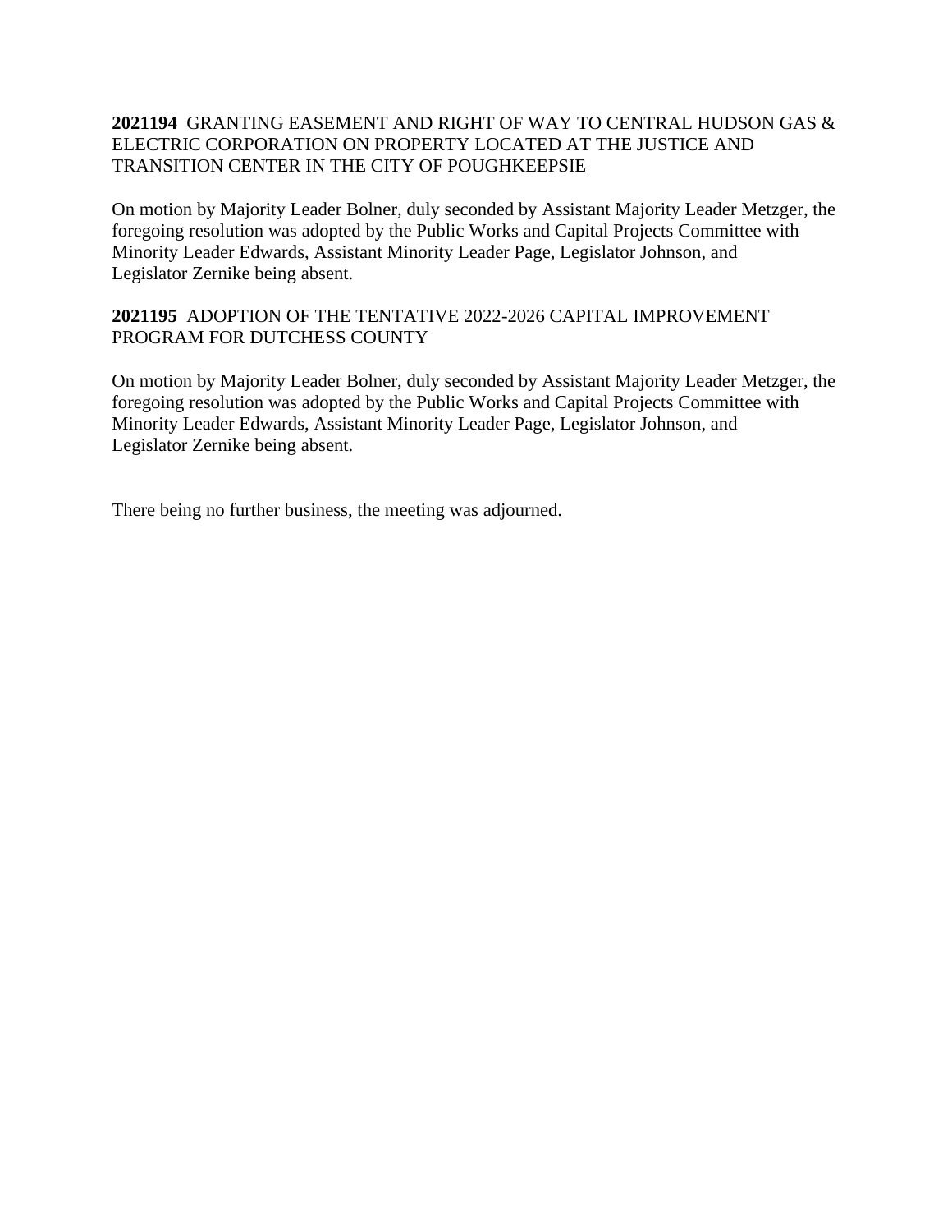**2021194** GRANTING EASEMENT AND RIGHT OF WAY TO CENTRAL HUDSON GAS & ELECTRIC CORPORATION ON PROPERTY LOCATED AT THE JUSTICE AND TRANSITION CENTER IN THE CITY OF POUGHKEEPSIE

On motion by Majority Leader Bolner, duly seconded by Assistant Majority Leader Metzger, the foregoing resolution was adopted by the Public Works and Capital Projects Committee with Minority Leader Edwards, Assistant Minority Leader Page, Legislator Johnson, and Legislator Zernike being absent.

**2021195** ADOPTION OF THE TENTATIVE 2022-2026 CAPITAL IMPROVEMENT PROGRAM FOR DUTCHESS COUNTY

On motion by Majority Leader Bolner, duly seconded by Assistant Majority Leader Metzger, the foregoing resolution was adopted by the Public Works and Capital Projects Committee with Minority Leader Edwards, Assistant Minority Leader Page, Legislator Johnson, and Legislator Zernike being absent.

There being no further business, the meeting was adjourned.